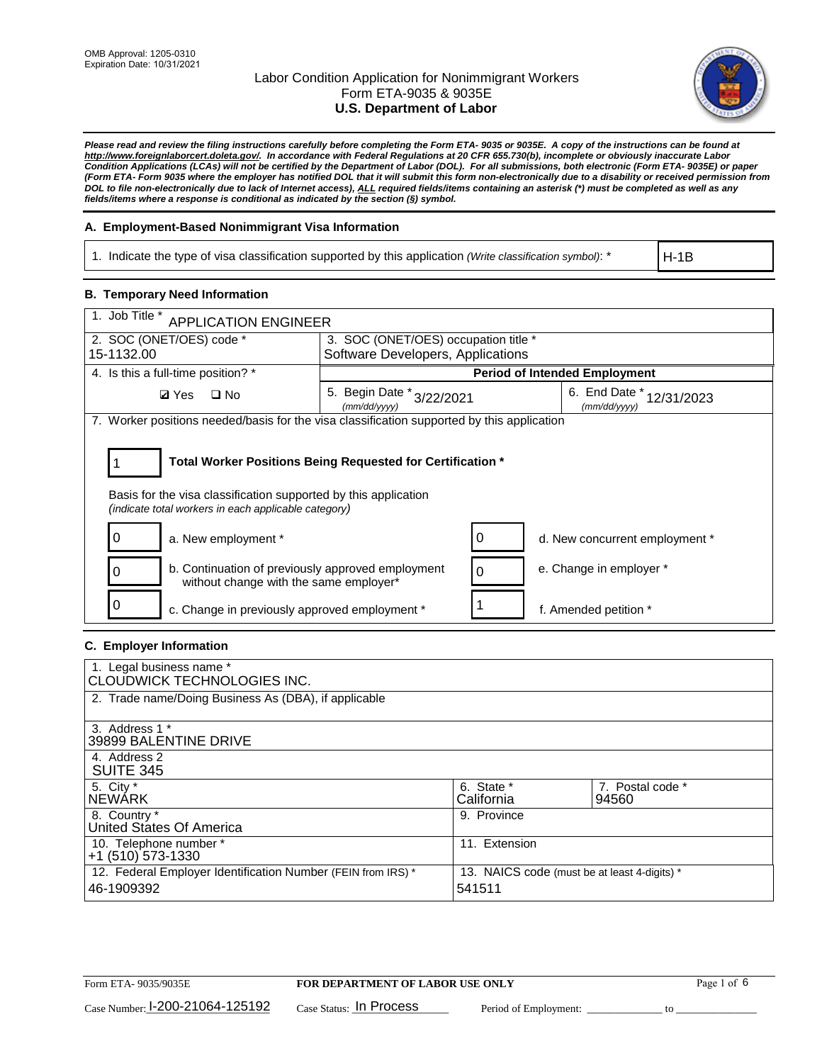OMB Approval: 1205-0310
Expiration Date: 10/31/2021

# Labor Condition Application for Nonimmigrant Workers
## Form ETA-9035 & 9035E
## U.S. Department of Labor

***Please read and review the filing instructions carefully before completing the Form ETA- 9035 or 9035E. A copy of the instructions can be found at http://www.foreignlaborcert.doleta.gov/. In accordance with Federal Regulations at 20 CFR 655.730(b), incomplete or obviously inaccurate Labor Condition Applications (LCAs) will not be certified by the Department of Labor (DOL). For all submissions, both electronic (Form ETA- 9035E) or paper (Form ETA- Form 9035 where the employer has notified DOL that it will submit this form non-electronically due to a disability or received permission from DOL to file non-electronically due to lack of Internet access), ALL required fields/items containing an asterisk (*) must be completed as well as any fields/items where a response is conditional as indicated by the section (§) symbol.***

### A. Employment-Based Nonimmigrant Visa Information

| 1. Indicate the type of visa classification supported by this application *(Write classification symbol)*: * | H-1B |
|---|---|

### B. Temporary Need Information

| 1. Job Title * APPLICATION ENGINEER | | |
|---|---|---|
| 2. SOC (ONET/OES) code * 15-1132.00 | 3. SOC (ONET/OES) occupation title * Software Developers, Applications | |
| 4. Is this a full-time position? * | **Period of Intended Employment** | |
| ☑ Yes ☐ No | 5. Begin Date * (mm/dd/yyyy) 3/22/2021 | 6. End Date * (mm/dd/yyyy) 12/31/2023 |

7. Worker positions needed/basis for the visa classification supported by this application

**1** — **Total Worker Positions Being Requested for Certification ***

Basis for the visa classification supported by this application
*(indicate total workers in each applicable category)*

| Count | Category | Count | Category |
|---|---|---|---|
| 0 | a. New employment * | 0 | d. New concurrent employment * |
| 0 | b. Continuation of previously approved employment without change with the same employer* | 0 | e. Change in employer * |
| 0 | c. Change in previously approved employment * | 1 | f. Amended petition * |

### C. Employer Information

| 1. Legal business name * CLOUDWICK TECHNOLOGIES INC. | | |
|---|---|---|
| 2. Trade name/Doing Business As (DBA), if applicable | | |
| 3. Address 1 * 39899 BALENTINE DRIVE | | |
| 4. Address 2 SUITE 345 | | |
| 5. City * NEWARK | 6. State * California | 7. Postal code * 94560 |
| 8. Country * United States Of America | 9. Province | |
| 10. Telephone number * +1 (510) 573-1330 | 11. Extension | |
| 12. Federal Employer Identification Number (FEIN from IRS) * 46-1909392 | 13. NAICS code (must be at least 4-digits) * 541511 | |

Form ETA- 9035/9035E — **FOR DEPARTMENT OF LABOR USE ONLY**

Case Number: I-200-21064-125192 Case Status: In Process Period of Employment: ______________ to ______________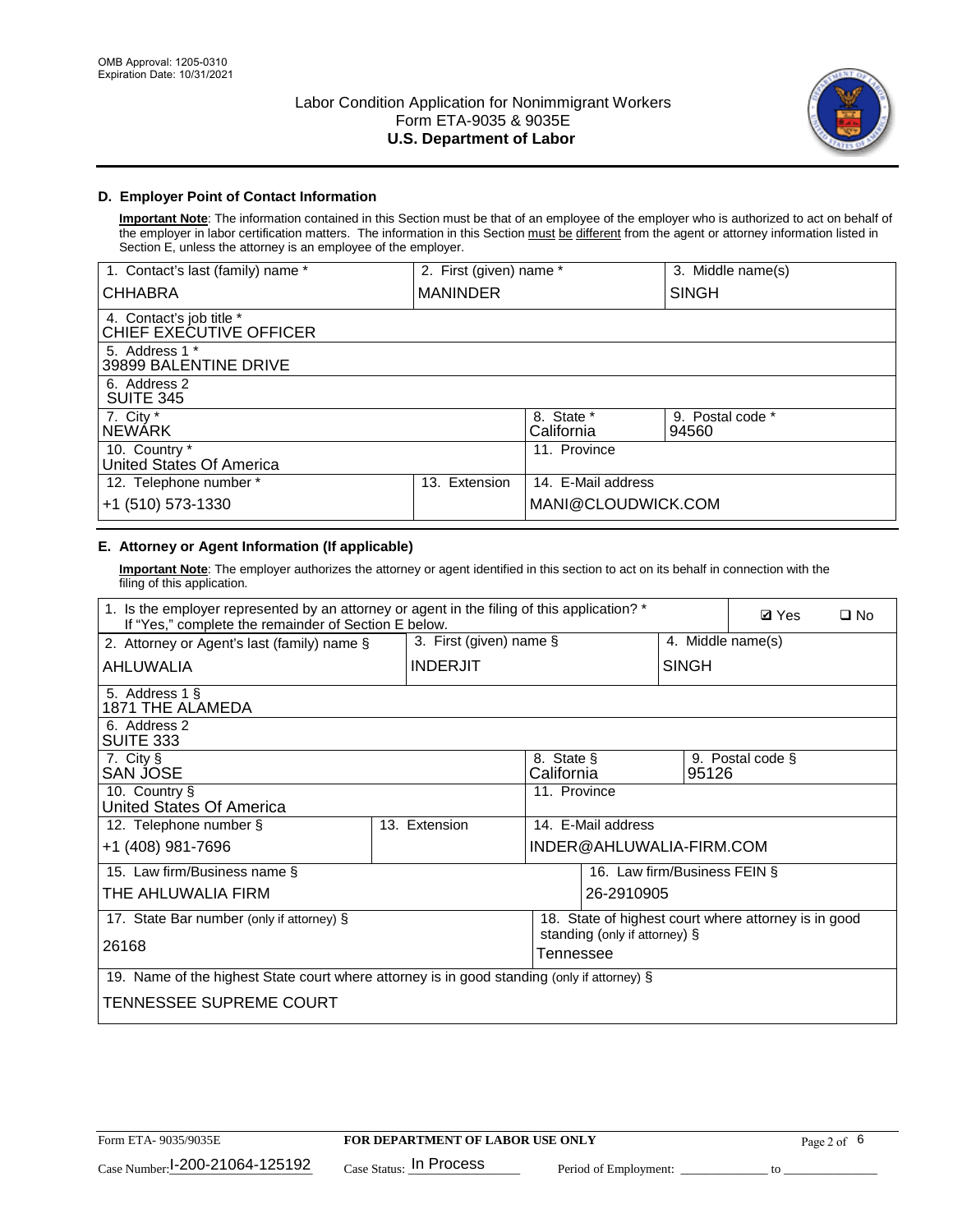OMB Approval: 1205-0310
Expiration Date: 10/31/2021

# Labor Condition Application for Nonimmigrant Workers
# Form ETA-9035 & 9035E
# U.S. Department of Labor

## D. Employer Point of Contact Information

**Important Note**: The information contained in this Section must be that of an employee of the employer who is authorized to act on behalf of the employer in labor certification matters. The information in this Section must be different from the agent or attorney information listed in Section E, unless the attorney is an employee of the employer.

| 1. Contact's last (family) name * | 2. First (given) name * | 3. Middle name(s) |
|---|---|---|
| CHHABRA | MANINDER | SINGH |
| 4. Contact's job title * CHIEF EXECUTIVE OFFICER | | |
| 5. Address 1 * 39899 BALENTINE DRIVE | | |
| 6. Address 2 SUITE 345 | | |
| 7. City * NEWARK | 8. State * California | 9. Postal code * 94560 |
| 10. Country * United States Of America | 11. Province | |
| 12. Telephone number * +1 (510) 573-1330 | 13. Extension | 14. E-Mail address MANI@CLOUDWICK.COM |

## E. Attorney or Agent Information (If applicable)

**Important Note**: The employer authorizes the attorney or agent identified in this section to act on its behalf in connection with the filing of this application.

| 1. Is the employer represented by an attorney or agent in the filing of this application? * If "Yes," complete the remainder of Section E below. | | ☑ Yes ☐ No |
|---|---|---|
| 2. Attorney or Agent's last (family) name § AHLUWALIA | 3. First (given) name § INDERJIT | 4. Middle name(s) SINGH |
| 5. Address 1 § 1871 THE ALAMEDA | | |
| 6. Address 2 SUITE 333 | | |
| 7. City § SAN JOSE | 8. State § California | 9. Postal code § 95126 |
| 10. Country § United States Of America | 11. Province | |
| 12. Telephone number § +1 (408) 981-7696 | 13. Extension | 14. E-Mail address INDER@AHLUWALIA-FIRM.COM |
| 15. Law firm/Business name § THE AHLUWALIA FIRM | | 16. Law firm/Business FEIN § 26-2910905 |
| 17. State Bar number (only if attorney) § 26168 | | 18. State of highest court where attorney is in good standing (only if attorney) § Tennessee |
| 19. Name of the highest State court where attorney is in good standing (only if attorney) § TENNESSEE SUPREME COURT | | |

Form ETA- 9035/9035E | **FOR DEPARTMENT OF LABOR USE ONLY**

Case Number: I-200-21064-125192 Case Status: In Process Period of Employment: ____________ to ____________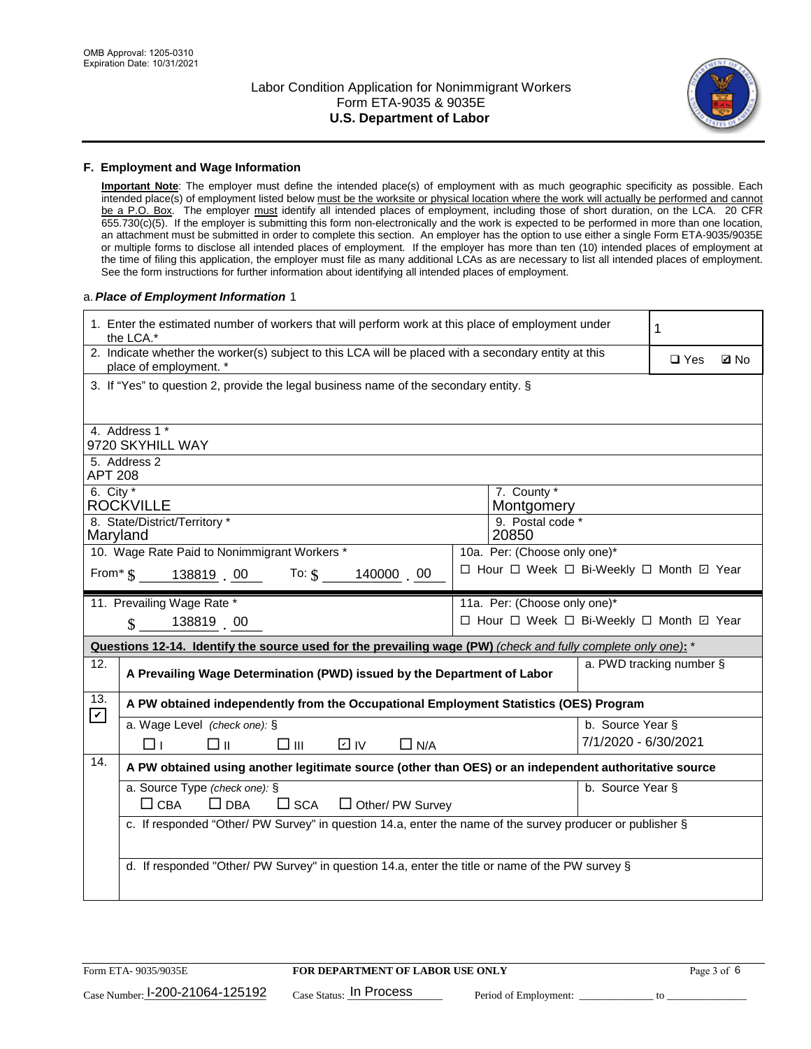## F. Employment and Wage Information

**Important Note**: The employer must define the intended place(s) of employment with as much geographic specificity as possible. Each intended place(s) of employment listed below must be the worksite or physical location where the work will actually be performed and cannot be a P.O. Box. The employer must identify all intended places of employment, including those of short duration, on the LCA. 20 CFR 655.730(c)(5). If the employer is submitting this form non-electronically and the work is expected to be performed in more than one location, an attachment must be submitted in order to complete this section. An employer has the option to use either a single Form ETA-9035/9035E or multiple forms to disclose all intended places of employment. If the employer has more than ten (10) intended places of employment at the time of filing this application, the employer must file as many additional LCAs as are necessary to list all intended places of employment. See the form instructions for further information about identifying all intended places of employment.

a. *Place of Employment Information* 1

| | |
|---|---|
| 1. Enter the estimated number of workers that will perform work at this place of employment under the LCA.* | 1 |
| 2. Indicate whether the worker(s) subject to this LCA will be placed with a secondary entity at this place of employment. * | ☐ Yes ☑ No |
| 3. If "Yes" to question 2, provide the legal business name of the secondary entity. § | |
| 4. Address 1 * 9720 SKYHILL WAY | |
| 5. Address 2 APT 208 | |
| 6. City * ROCKVILLE | 7. County * Montgomery |
| 8. State/District/Territory * Maryland | 9. Postal code * 20850 |
| 10. Wage Rate Paid to Nonimmigrant Workers * From* $ 138819 . 00 To: $ 140000 . 00 | 10a. Per: (Choose only one)* ☐ Hour ☐ Week ☐ Bi-Weekly ☐ Month ☑ Year |
| 11. Prevailing Wage Rate * $ 138819 . 00 | 11a. Per: (Choose only one)* ☐ Hour ☐ Week ☐ Bi-Weekly ☐ Month ☑ Year |

**Questions 12-14. Identify the source used for the prevailing wage (PW)** *(check and fully complete only one)*: *

| | | |
|---|---|---|
| 12. ☐ | **A Prevailing Wage Determination (PWD) issued by the Department of Labor** | a. PWD tracking number § |
| 13. ☑ | **A PW obtained independently from the Occupational Employment Statistics (OES) Program** | |
| | a. Wage Level *(check one)*: § ☐ I ☐ II ☐ III ☑ IV ☐ N/A | b. Source Year § 7/1/2020 - 6/30/2021 |
| 14. ☐ | **A PW obtained using another legitimate source (other than OES) or an independent authoritative source** | |
| | a. Source Type *(check one)*: § ☐ CBA ☐ DBA ☐ SCA ☐ Other/ PW Survey | b. Source Year § |
| | c. If responded "Other/ PW Survey" in question 14.a, enter the name of the survey producer or publisher § | |
| | d. If responded "Other/ PW Survey" in question 14.a, enter the title or name of the PW survey § | |

Form ETA- 9035/9035E | **FOR DEPARTMENT OF LABOR USE ONLY**

Case Number: I-200-21064-125192 Case Status: In Process Period of Employment: _____________ to _____________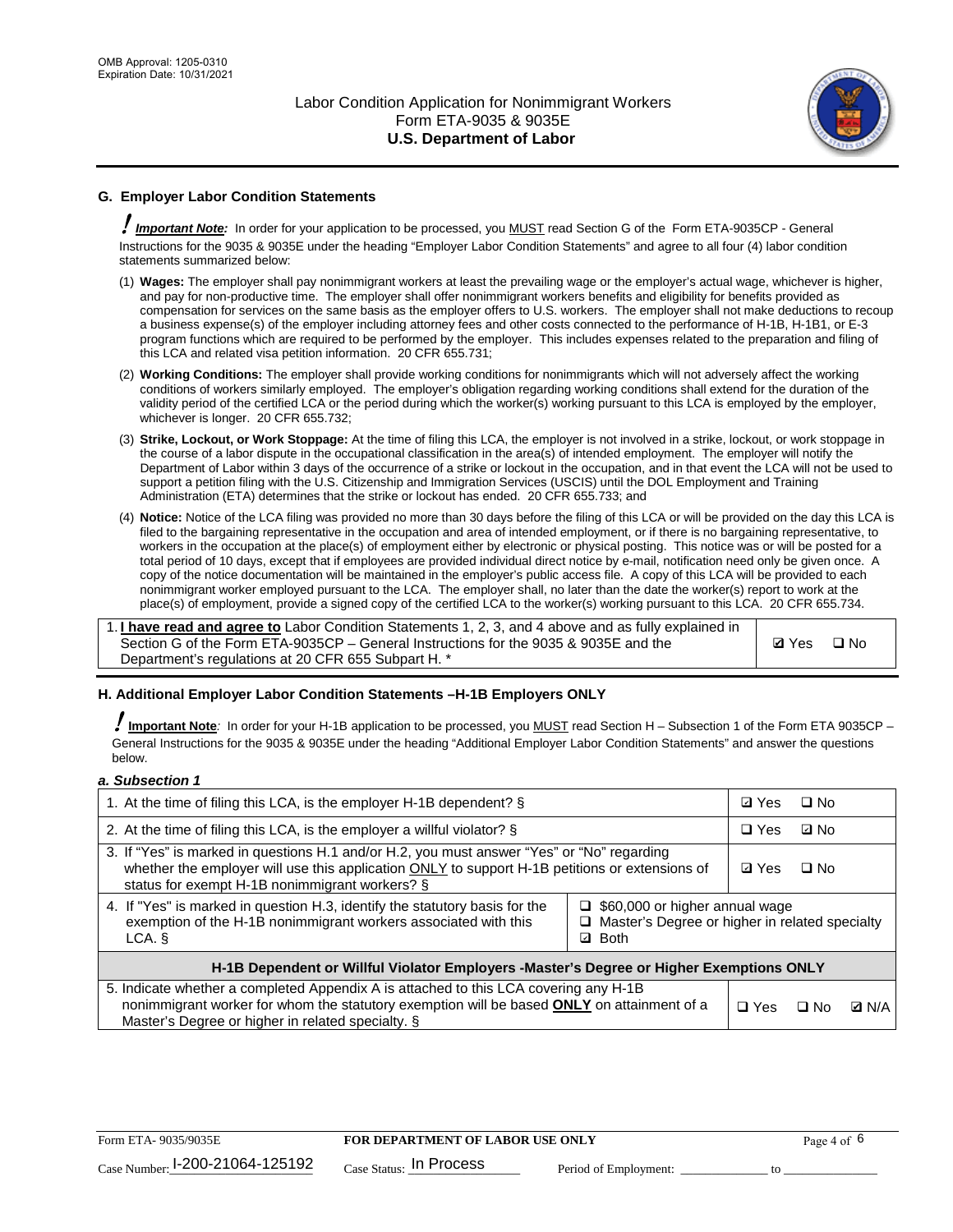## G. Employer Labor Condition Statements

**! *Important Note:*** In order for your application to be processed, you MUST read Section G of the Form ETA-9035CP - General Instructions for the 9035 & 9035E under the heading "Employer Labor Condition Statements" and agree to all four (4) labor condition statements summarized below:

(1) **Wages:** The employer shall pay nonimmigrant workers at least the prevailing wage or the employer's actual wage, whichever is higher, and pay for non-productive time. The employer shall offer nonimmigrant workers benefits and eligibility for benefits provided as compensation for services on the same basis as the employer offers to U.S. workers. The employer shall not make deductions to recoup a business expense(s) of the employer including attorney fees and other costs connected to the performance of H-1B, H-1B1, or E-3 program functions which are required to be performed by the employer. This includes expenses related to the preparation and filing of this LCA and related visa petition information. 20 CFR 655.731;

(2) **Working Conditions:** The employer shall provide working conditions for nonimmigrants which will not adversely affect the working conditions of workers similarly employed. The employer's obligation regarding working conditions shall extend for the duration of the validity period of the certified LCA or the period during which the worker(s) working pursuant to this LCA is employed by the employer, whichever is longer. 20 CFR 655.732;

(3) **Strike, Lockout, or Work Stoppage:** At the time of filing this LCA, the employer is not involved in a strike, lockout, or work stoppage in the course of a labor dispute in the occupational classification in the area(s) of intended employment. The employer will notify the Department of Labor within 3 days of the occurrence of a strike or lockout in the occupation, and in that event the LCA will not be used to support a petition filing with the U.S. Citizenship and Immigration Services (USCIS) until the DOL Employment and Training Administration (ETA) determines that the strike or lockout has ended. 20 CFR 655.733; and

(4) **Notice:** Notice of the LCA filing was provided no more than 30 days before the filing of this LCA or will be provided on the day this LCA is filed to the bargaining representative in the occupation and area of intended employment, or if there is no bargaining representative, to workers in the occupation at the place(s) of employment either by electronic or physical posting. This notice was or will be posted for a total period of 10 days, except that if employees are provided individual direct notice by e-mail, notification need only be given once. A copy of the notice documentation will be maintained in the employer's public access file. A copy of this LCA will be provided to each nonimmigrant worker employed pursuant to the LCA. The employer shall, no later than the date the worker(s) report to work at the place(s) of employment, provide a signed copy of the certified LCA to the worker(s) working pursuant to this LCA. 20 CFR 655.734.

| 1. **I have read and agree to** Labor Condition Statements 1, 2, 3, and 4 above and as fully explained in Section G of the Form ETA-9035CP – General Instructions for the 9035 & 9035E and the Department's regulations at 20 CFR 655 Subpart H. * | ☑ Yes ☐ No |
|---|---|

## H. Additional Employer Labor Condition Statements –H-1B Employers ONLY

**! Important Note**: In order for your H-1B application to be processed, you MUST read Section H – Subsection 1 of the Form ETA 9035CP – General Instructions for the 9035 & 9035E under the heading "Additional Employer Labor Condition Statements" and answer the questions below.

***a. Subsection 1***

| | |
|---|---|
| 1. At the time of filing this LCA, is the employer H-1B dependent? § | ☑ Yes ☐ No |
| 2. At the time of filing this LCA, is the employer a willful violator? § | ☐ Yes ☑ No |
| 3. If "Yes" is marked in questions H.1 and/or H.2, you must answer "Yes" or "No" regarding whether the employer will use this application ONLY to support H-1B petitions or extensions of status for exempt H-1B nonimmigrant workers? § | ☑ Yes ☐ No |
| 4. If "Yes" is marked in question H.3, identify the statutory basis for the exemption of the H-1B nonimmigrant workers associated with this LCA. § | ☐ $60,000 or higher annual wage<br>☐ Master's Degree or higher in related specialty<br>☑ Both |
| **H-1B Dependent or Willful Violator Employers -Master's Degree or Higher Exemptions ONLY** | |
| 5. Indicate whether a completed Appendix A is attached to this LCA covering any H-1B nonimmigrant worker for whom the statutory exemption will be based **ONLY** on attainment of a Master's Degree or higher in related specialty. § | ☐ Yes ☐ No ☑ N/A |

Form ETA- 9035/9035E | **FOR DEPARTMENT OF LABOR USE ONLY**
Case Number: I-200-21064-125192 Case Status: In Process Period of Employment: _____________ to _____________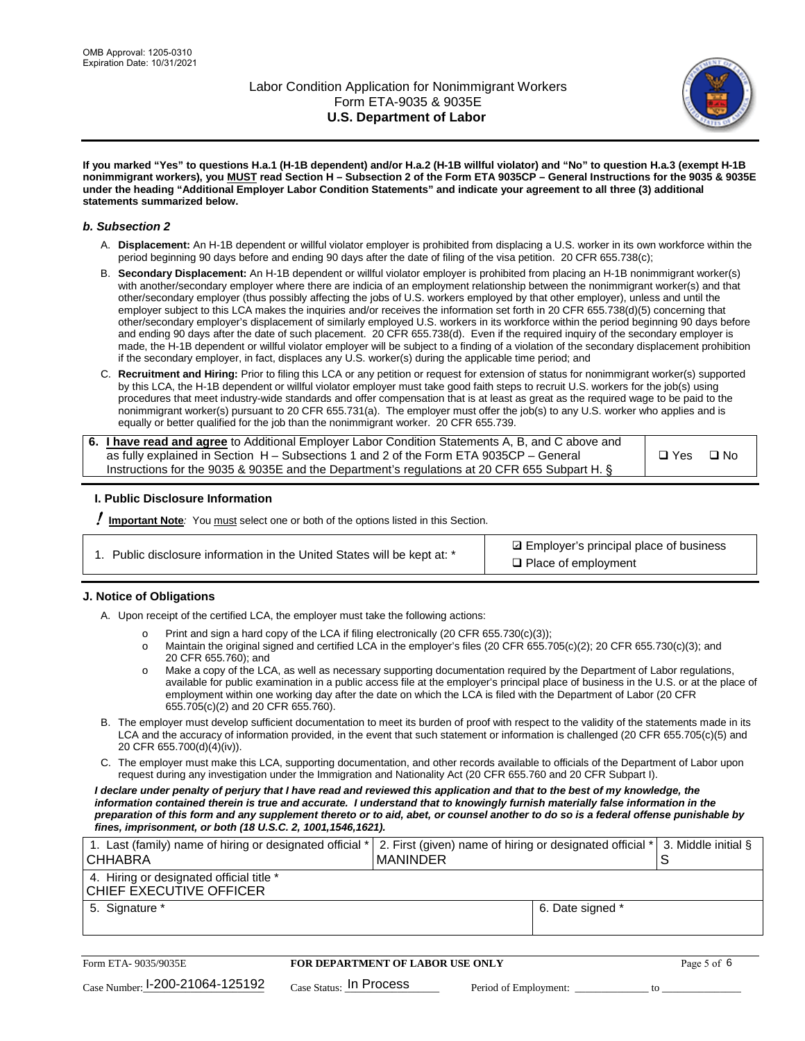**If you marked "Yes" to questions H.a.1 (H-1B dependent) and/or H.a.2 (H-1B willful violator) and "No" to question H.a.3 (exempt H-1B nonimmigrant workers), you MUST read Section H – Subsection 2 of the Form ETA 9035CP – General Instructions for the 9035 & 9035E under the heading "Additional Employer Labor Condition Statements" and indicate your agreement to all three (3) additional statements summarized below.**

### *b. Subsection 2*

A. **Displacement:** An H-1B dependent or willful violator employer is prohibited from displacing a U.S. worker in its own workforce within the period beginning 90 days before and ending 90 days after the date of filing of the visa petition. 20 CFR 655.738(c);

B. **Secondary Displacement:** An H-1B dependent or willful violator employer is prohibited from placing an H-1B nonimmigrant worker(s) with another/secondary employer where there are indicia of an employment relationship between the nonimmigrant worker(s) and that other/secondary employer (thus possibly affecting the jobs of U.S. workers employed by that other employer), unless and until the employer subject to this LCA makes the inquiries and/or receives the information set forth in 20 CFR 655.738(d)(5) concerning that other/secondary employer's displacement of similarly employed U.S. workers in its workforce within the period beginning 90 days before and ending 90 days after the date of such placement. 20 CFR 655.738(d). Even if the required inquiry of the secondary employer is made, the H-1B dependent or willful violator employer will be subject to a finding of a violation of the secondary displacement prohibition if the secondary employer, in fact, displaces any U.S. worker(s) during the applicable time period; and

C. **Recruitment and Hiring:** Prior to filing this LCA or any petition or request for extension of status for nonimmigrant worker(s) supported by this LCA, the H-1B dependent or willful violator employer must take good faith steps to recruit U.S. workers for the job(s) using procedures that meet industry-wide standards and offer compensation that is at least as great as the required wage to be paid to the nonimmigrant worker(s) pursuant to 20 CFR 655.731(a). The employer must offer the job(s) to any U.S. worker who applies and is equally or better qualified for the job than the nonimmigrant worker. 20 CFR 655.739.

| 6. **I have read and agree** to Additional Employer Labor Condition Statements A, B, and C above and as fully explained in Section H – Subsections 1 and 2 of the Form ETA 9035CP – General Instructions for the 9035 & 9035E and the Department's regulations at 20 CFR 655 Subpart H. § | ❑ Yes ❑ No |
|---|---|

### I. Public Disclosure Information

**! Important Note***:* You must select one or both of the options listed in this Section.

| 1. Public disclosure information in the United States will be kept at: * | ☑ Employer's principal place of business<br>❑ Place of employment |
|---|---|

### J. Notice of Obligations

A. Upon receipt of the certified LCA, the employer must take the following actions:

- o Print and sign a hard copy of the LCA if filing electronically (20 CFR 655.730(c)(3));
- o Maintain the original signed and certified LCA in the employer's files (20 CFR 655.705(c)(2); 20 CFR 655.730(c)(3); and 20 CFR 655.760); and
- o Make a copy of the LCA, as well as necessary supporting documentation required by the Department of Labor regulations, available for public examination in a public access file at the employer's principal place of business in the U.S. or at the place of employment within one working day after the date on which the LCA is filed with the Department of Labor (20 CFR 655.705(c)(2) and 20 CFR 655.760).

B. The employer must develop sufficient documentation to meet its burden of proof with respect to the validity of the statements made in its LCA and the accuracy of information provided, in the event that such statement or information is challenged (20 CFR 655.705(c)(5) and 20 CFR 655.700(d)(4)(iv)).

C. The employer must make this LCA, supporting documentation, and other records available to officials of the Department of Labor upon request during any investigation under the Immigration and Nationality Act (20 CFR 655.760 and 20 CFR Subpart I).

***I declare under penalty of perjury that I have read and reviewed this application and that to the best of my knowledge, the information contained therein is true and accurate. I understand that to knowingly furnish materially false information in the preparation of this form and any supplement thereto or to aid, abet, or counsel another to do so is a federal offense punishable by fines, imprisonment, or both (18 U.S.C. 2, 1001,1546,1621).***

| 1. Last (family) name of hiring or designated official * CHHABRA | 2. First (given) name of hiring or designated official * MANINDER | 3. Middle initial § S |
|---|---|---|
| 4. Hiring or designated official title * CHIEF EXECUTIVE OFFICER | | |
| 5. Signature * | 6. Date signed * | |

Form ETA- 9035/9035E | **FOR DEPARTMENT OF LABOR USE ONLY**

Case Number: I-200-21064-125192 Case Status: In Process Period of Employment: _____________ to _____________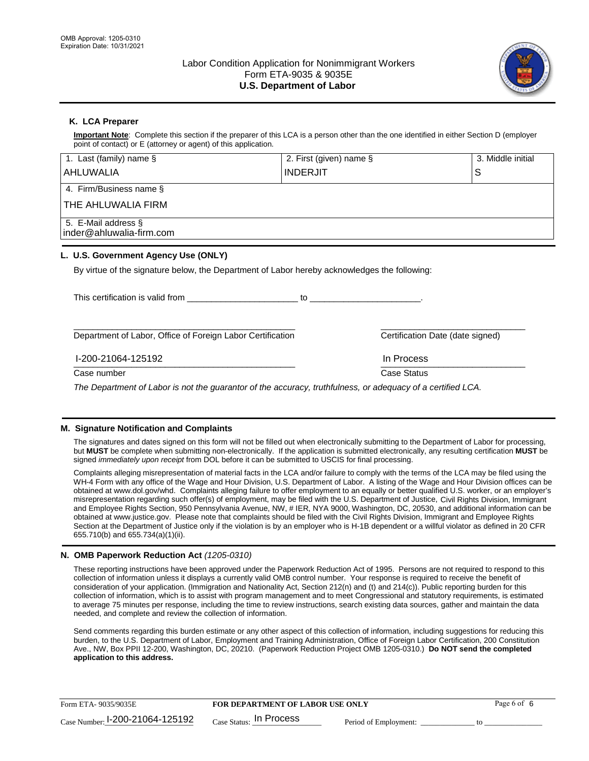OMB Approval: 1205-0310
Expiration Date: 10/31/2021

# Labor Condition Application for Nonimmigrant Workers
## Form ETA-9035 & 9035E
## **U.S. Department of Labor**

### K. LCA Preparer

**Important Note**: Complete this section if the preparer of this LCA is a person other than the one identified in either Section D (employer point of contact) or E (attorney or agent) of this application.

| 1. Last (family) name § | 2. First (given) name § | 3. Middle initial |
|---|---|---|
| AHLUWALIA | INDERJIT | S |
| 4. Firm/Business name § | | |
| THE AHLUWALIA FIRM | | |
| 5. E-Mail address § | | |
| inder@ahluwalia-firm.com | | |

### L. U.S. Government Agency Use (ONLY)

By virtue of the signature below, the Department of Labor hereby acknowledges the following:

This certification is valid from _______________________ to _______________________.

_______________________________________________ Department of Labor, Office of Foreign Labor Certification

_______________________________ Certification Date (date signed)

I-200-21064-125192
Case number

In Process
Case Status

*The Department of Labor is not the guarantor of the accuracy, truthfulness, or adequacy of a certified LCA.*

### M. Signature Notification and Complaints

The signatures and dates signed on this form will not be filled out when electronically submitting to the Department of Labor for processing, but **MUST** be complete when submitting non-electronically. If the application is submitted electronically, any resulting certification **MUST** be signed *immediately upon receipt* from DOL before it can be submitted to USCIS for final processing.

Complaints alleging misrepresentation of material facts in the LCA and/or failure to comply with the terms of the LCA may be filed using the WH-4 Form with any office of the Wage and Hour Division, U.S. Department of Labor. A listing of the Wage and Hour Division offices can be obtained at www.dol.gov/whd. Complaints alleging failure to offer employment to an equally or better qualified U.S. worker, or an employer's misrepresentation regarding such offer(s) of employment, may be filed with the U.S. Department of Justice, Civil Rights Division, Immigrant and Employee Rights Section, 950 Pennsylvania Avenue, NW, # IER, NYA 9000, Washington, DC, 20530, and additional information can be obtained at www.justice.gov. Please note that complaints should be filed with the Civil Rights Division, Immigrant and Employee Rights Section at the Department of Justice only if the violation is by an employer who is H-1B dependent or a willful violator as defined in 20 CFR 655.710(b) and 655.734(a)(1)(ii).

### N. OMB Paperwork Reduction Act *(1205-0310)*

These reporting instructions have been approved under the Paperwork Reduction Act of 1995. Persons are not required to respond to this collection of information unless it displays a currently valid OMB control number. Your response is required to receive the benefit of consideration of your application. (Immigration and Nationality Act, Section 212(n) and (t) and 214(c)). Public reporting burden for this collection of information, which is to assist with program management and to meet Congressional and statutory requirements, is estimated to average 75 minutes per response, including the time to review instructions, search existing data sources, gather and maintain the data needed, and complete and review the collection of information.

Send comments regarding this burden estimate or any other aspect of this collection of information, including suggestions for reducing this burden, to the U.S. Department of Labor, Employment and Training Administration, Office of Foreign Labor Certification, 200 Constitution Ave., NW, Box PPII 12-200, Washington, DC, 20210. (Paperwork Reduction Project OMB 1205-0310.) **Do NOT send the completed application to this address.**

Form ETA- 9035/9035E | **FOR DEPARTMENT OF LABOR USE ONLY**

Case Number: I-200-21064-125192 Case Status: In Process Period of Employment: _____________ to _____________